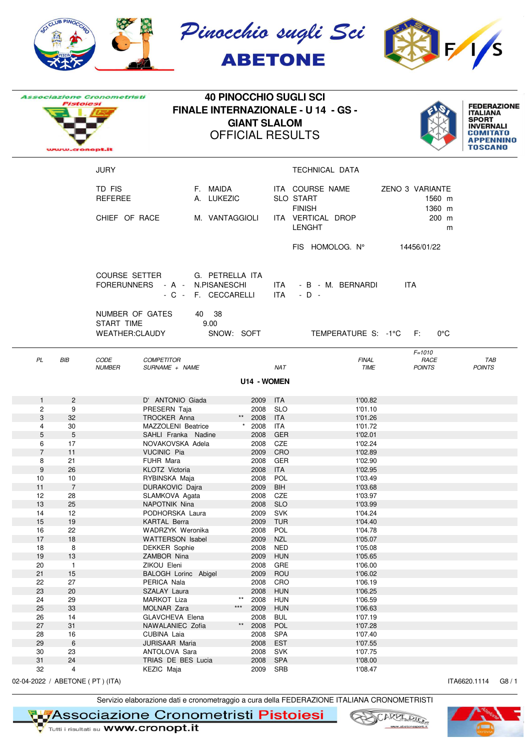Pinocchio sugli Sci

ABETONE

Associazione Cronometristi Pistoiesi

# 40 PINOCCHIO SUGLI SCI
## FINALE INTERNAZIONALE - U 14 - GS -
## GIANT SLALOM
## OFFICIAL RESULTS

FEDERAZIONE ITALIANA SPORT INVERNALI COMITATO APPENNINO TOSCANO

| JURY | | | TECHNICAL DATA | |
|---|---|---|---|---|
| TD FIS | F. MAIDA | ITA | COURSE NAME | ZENO 3 VARIANTE |
| REFEREE | A. LUKEZIC | SLO | START | 1560 m |
| | | | FINISH | 1360 m |
| CHIEF OF RACE | M. VANTAGGIOLI | ITA | VERTICAL DROP | 200 m |
| | | | LENGHT | m |
| | | | FIS HOMOLOG. N° | 14456/01/22 |

COURSE SETTER G. PETRELLA ITA

FORERUNNERS - A - N.PISANESCHI ITA - B - M. BERNARDI ITA

- C - F. CECCARELLI ITA - D -

NUMBER OF GATES 40 38

START TIME 9.00

WEATHER:CLAUDY SNOW: SOFT TEMPERATURE S: -1°C F: 0°C

### U14 - WOMEN

| PL | BIB | CODE NUMBER | COMPETITOR SURNAME + NAME | | | NAT | FINAL TIME | F=1010 RACE POINTS | TAB POINTS |
|---|---|---|---|---|---|---|---|---|---|
| 1 | 2 | | D' ANTONIO Giada | | 2009 | ITA | 1'00.82 | | |
| 2 | 9 | | PRESERN Taja | | 2008 | SLO | 1'01.10 | | |
| 3 | 32 | | TROCKER Anna | ** | 2008 | ITA | 1'01.26 | | |
| 4 | 30 | | MAZZOLENI Beatrice | * | 2008 | ITA | 1'01.72 | | |
| 5 | 5 | | SAHLI Franka Nadine | | 2008 | GER | 1'02.01 | | |
| 6 | 17 | | NOVAKOVSKA Adela | | 2008 | CZE | 1'02.24 | | |
| 7 | 11 | | VUCINIC Pia | | 2009 | CRO | 1'02.89 | | |
| 8 | 21 | | FUHR Mara | | 2008 | GER | 1'02.90 | | |
| 9 | 26 | | KLOTZ Victoria | | 2008 | ITA | 1'02.95 | | |
| 10 | 10 | | RYBINSKA Maja | | 2008 | POL | 1'03.49 | | |
| 11 | 7 | | DURAKOVIC Dajra | | 2009 | BIH | 1'03.68 | | |
| 12 | 28 | | SLAMKOVA Agata | | 2008 | CZE | 1'03.97 | | |
| 13 | 25 | | NAPOTNIK Nina | | 2008 | SLO | 1'03.99 | | |
| 14 | 12 | | PODHORSKA Laura | | 2009 | SVK | 1'04.24 | | |
| 15 | 19 | | KARTAL Berra | | 2009 | TUR | 1'04.40 | | |
| 16 | 22 | | WADRZYK Weronika | | 2008 | POL | 1'04.78 | | |
| 17 | 18 | | WATTERSON Isabel | | 2009 | NZL | 1'05.07 | | |
| 18 | 8 | | DEKKER Sophie | | 2008 | NED | 1'05.08 | | |
| 19 | 13 | | ZAMBOR Nina | | 2009 | HUN | 1'05.65 | | |
| 20 | 1 | | ZIKOU Eleni | | 2008 | GRE | 1'06.00 | | |
| 21 | 15 | | BALOGH Lorinc Abigel | | 2009 | ROU | 1'06.02 | | |
| 22 | 27 | | PERICA Nala | | 2008 | CRO | 1'06.19 | | |
| 23 | 20 | | SZALAY Laura | | 2008 | HUN | 1'06.25 | | |
| 24 | 29 | | MARKOT Liza | ** | 2008 | HUN | 1'06.59 | | |
| 25 | 33 | | MOLNAR Zara | *** | 2009 | HUN | 1'06.63 | | |
| 26 | 14 | | GLAVCHEVA Elena | | 2008 | BUL | 1'07.19 | | |
| 27 | 31 | | NAWALANIEC Zofia | ** | 2008 | POL | 1'07.28 | | |
| 28 | 16 | | CUBINA Laia | | 2008 | SPA | 1'07.40 | | |
| 29 | 6 | | JURISAAR Maria | | 2008 | EST | 1'07.55 | | |
| 30 | 23 | | ANTOLOVA Sara | | 2008 | SVK | 1'07.75 | | |
| 31 | 24 | | TRIAS DE BES Lucia | | 2008 | SPA | 1'08.00 | | |
| 32 | 4 | | KEZIC Maja | | 2009 | SRB | 1'08.47 | | |

02-04-2022 / ABETONE ( PT ) (ITA) ITA6620.1114 G8 / 1

Servizio elaborazione dati e cronometraggio a cura della FEDERAZIONE ITALIANA CRONOMETRISTI

Associazione Cronometristi Pistoiesi — Tutti i risultati su www.cronopt.it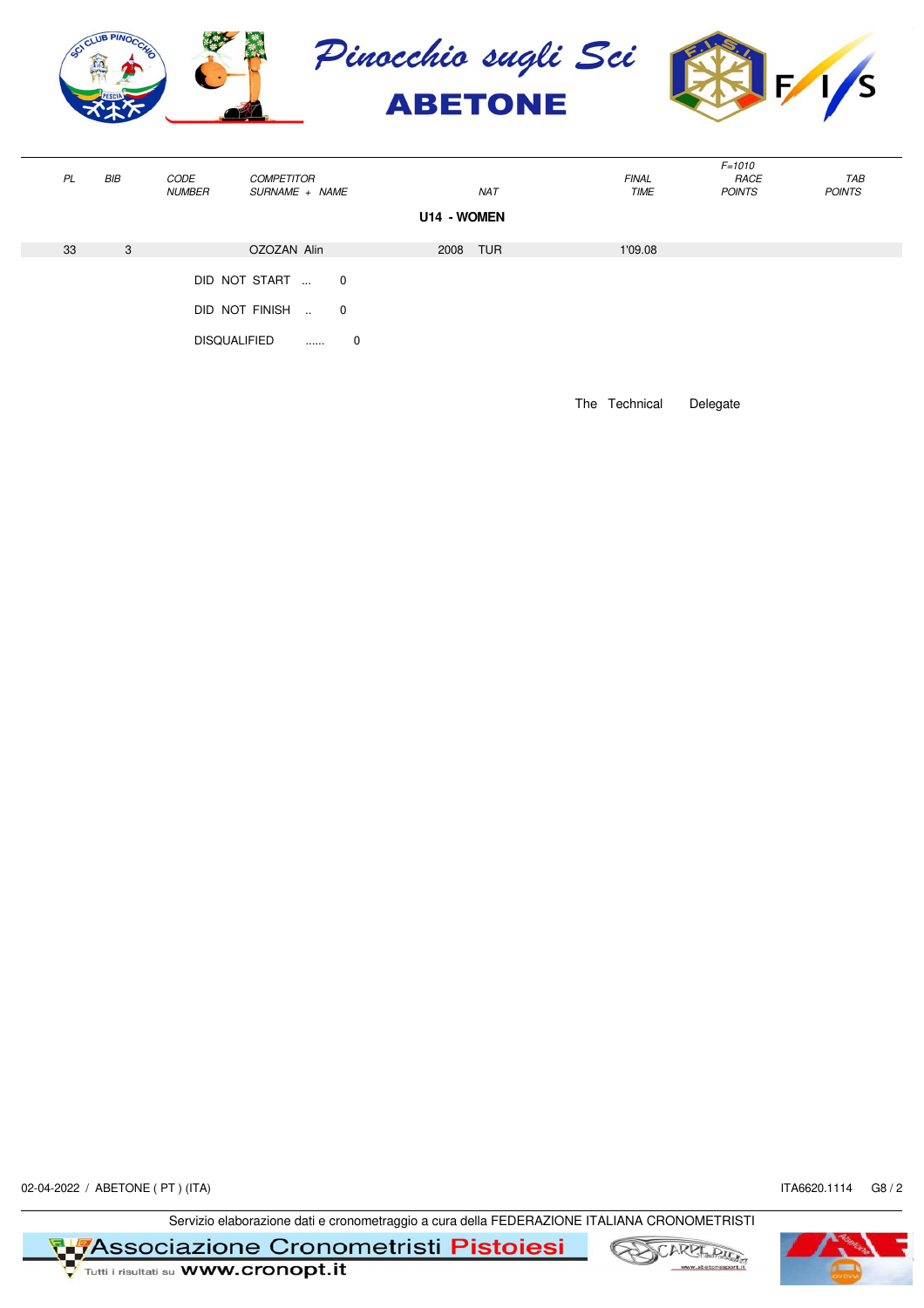# Pinocchio sugli Sci

## ABETONE

| PL | BIB | CODE NUMBER | COMPETITOR SURNAME + NAME | | NAT | FINAL TIME | F=1010 RACE POINTS | TAB POINTS |
|---|---|---|---|---|---|---|---|---|
| | | | | **U14 - WOMEN** | | | | |
| 33 | 3 | | OZOZAN Alin | 2008 | TUR | 1'09.08 | | |

DID NOT START ... 0

DID NOT FINISH .. 0

DISQUALIFIED ...... 0

The Technical Delegate

02-04-2022 / ABETONE ( PT ) (ITA) ITA6620.1114 G8 / 2

Servizio elaborazione dati e cronometraggio a cura della FEDERAZIONE ITALIANA CRONOMETRISTI

Associazione Cronometristi Pistoiesi

Tutti i risultati su www.cronopt.it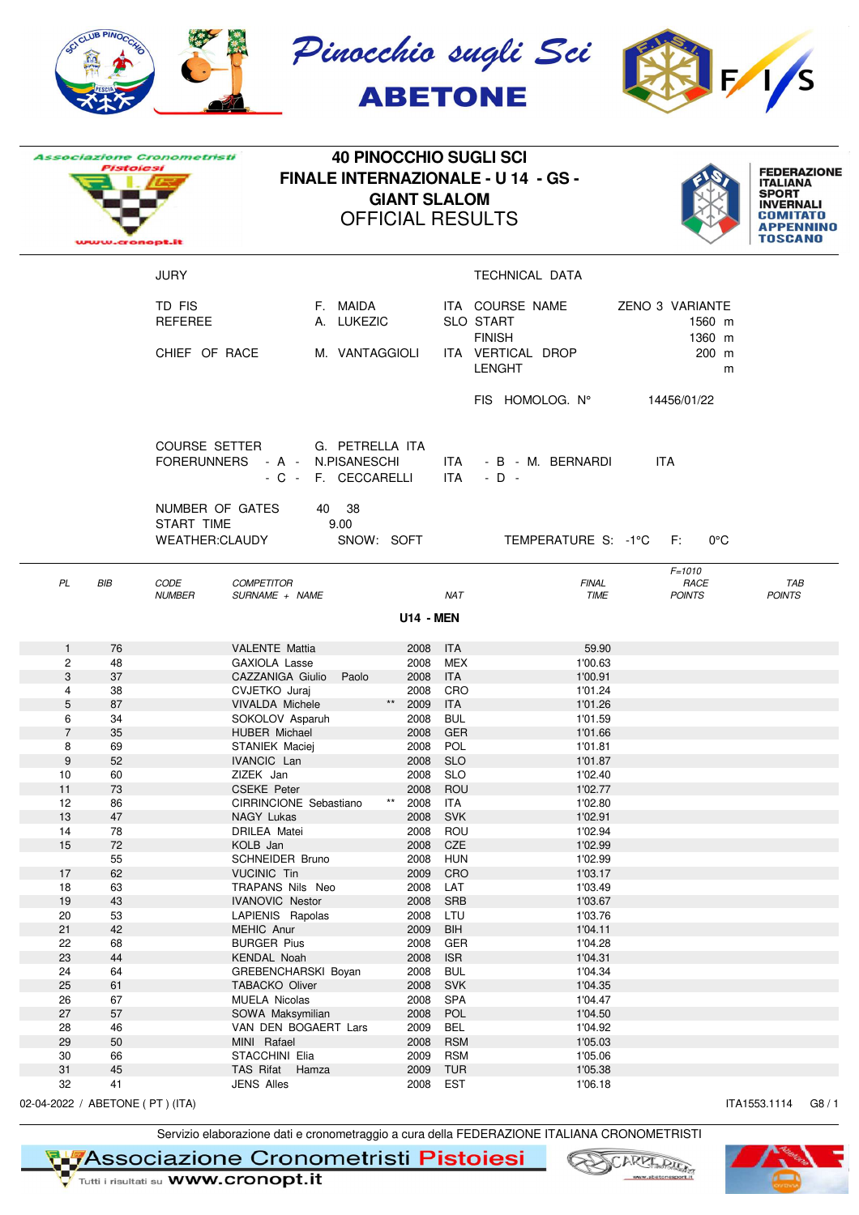# Pinocchio sugli Sci
## ABETONE

Associazione Cronometristi Pistoiesi

## 40 PINOCCHIO SUGLI SCI
## FINALE INTERNAZIONALE - U 14 - GS -
## GIANT SLALOM
## OFFICIAL RESULTS

FEDERAZIONE ITALIANA SPORT INVERNALI COMITATO APPENNINO TOSCANO

| JURY | | | TECHNICAL DATA | |
|---|---|---|---|---|
| TD FIS | F. MAIDA | ITA | COURSE NAME | ZENO 3 VARIANTE |
| REFEREE | A. LUKEZIC | SLO | START | 1560 m |
| | | | FINISH | 1360 m |
| CHIEF OF RACE | M. VANTAGGIOLI | ITA | VERTICAL DROP | 200 m |
| | | | LENGHT | m |
| | | | FIS HOMOLOG. N° | 14456/01/22 |

COURSE SETTER G. PETRELLA ITA
FORERUNNERS - A - N.PISANESCHI ITA - B - M. BERNARDI ITA
- C - F. CECCARELLI ITA - D -

NUMBER OF GATES 40 38
START TIME 9.00
WEATHER:CLAUDY SNOW: SOFT TEMPERATURE S: -1°C F: 0°C

### U14 - MEN

| PL | BIB | CODE NUMBER | COMPETITOR SURNAME + NAME | | NAT | FINAL TIME | RACE POINTS (F=1010) | TAB POINTS |
|---|---|---|---|---|---|---|---|---|
| 1 | 76 | | VALENTE Mattia | 2008 | ITA | 59.90 | | |
| 2 | 48 | | GAXIOLA Lasse | 2008 | MEX | 1'00.63 | | |
| 3 | 37 | | CAZZANIGA Giulio Paolo | 2008 | ITA | 1'00.91 | | |
| 4 | 38 | | CVJETKO Juraj | 2008 | CRO | 1'01.24 | | |
| 5 | 87 | | VIVALDA Michele ** | 2009 | ITA | 1'01.26 | | |
| 6 | 34 | | SOKOLOV Asparuh | 2008 | BUL | 1'01.59 | | |
| 7 | 35 | | HUBER Michael | 2008 | GER | 1'01.66 | | |
| 8 | 69 | | STANIEK Maciej | 2008 | POL | 1'01.81 | | |
| 9 | 52 | | IVANCIC Lan | 2008 | SLO | 1'01.87 | | |
| 10 | 60 | | ZIZEK Jan | 2008 | SLO | 1'02.40 | | |
| 11 | 73 | | CSEKE Peter | 2008 | ROU | 1'02.77 | | |
| 12 | 86 | | CIRRINCIONE Sebastiano ** | 2008 | ITA | 1'02.80 | | |
| 13 | 47 | | NAGY Lukas | 2008 | SVK | 1'02.91 | | |
| 14 | 78 | | DRILEA Matei | 2008 | ROU | 1'02.94 | | |
| 15 | 72 | | KOLB Jan | 2008 | CZE | 1'02.99 | | |
| | 55 | | SCHNEIDER Bruno | 2008 | HUN | 1'02.99 | | |
| 17 | 62 | | VUCINIC Tin | 2009 | CRO | 1'03.17 | | |
| 18 | 63 | | TRAPANS Nils Neo | 2008 | LAT | 1'03.49 | | |
| 19 | 43 | | IVANOVIC Nestor | 2008 | SRB | 1'03.67 | | |
| 20 | 53 | | LAPIENIS Rapolas | 2008 | LTU | 1'03.76 | | |
| 21 | 42 | | MEHIC Anur | 2009 | BIH | 1'04.11 | | |
| 22 | 68 | | BURGER Pius | 2008 | GER | 1'04.28 | | |
| 23 | 44 | | KENDAL Noah | 2008 | ISR | 1'04.31 | | |
| 24 | 64 | | GREBENCHARSKI Boyan | 2008 | BUL | 1'04.34 | | |
| 25 | 61 | | TABACKO Oliver | 2008 | SVK | 1'04.35 | | |
| 26 | 67 | | MUELA Nicolas | 2008 | SPA | 1'04.47 | | |
| 27 | 57 | | SOWA Maksymilian | 2008 | POL | 1'04.50 | | |
| 28 | 46 | | VAN DEN BOGAERT Lars | 2009 | BEL | 1'04.92 | | |
| 29 | 50 | | MINI Rafael | 2008 | RSM | 1'05.03 | | |
| 30 | 66 | | STACCHINI Elia | 2009 | RSM | 1'05.06 | | |
| 31 | 45 | | TAS Rifat Hamza | 2009 | TUR | 1'05.38 | | |
| 32 | 41 | | JENS Alles | 2008 | EST | 1'06.18 | | |

02-04-2022 / ABETONE ( PT ) (ITA) ITA1553.1114 G8 / 1

Servizio elaborazione dati e cronometraggio a cura della FEDERAZIONE ITALIANA CRONOMETRISTI

Associazione Cronometristi Pistoiesi — Tutti i risultati su www.cronopt.it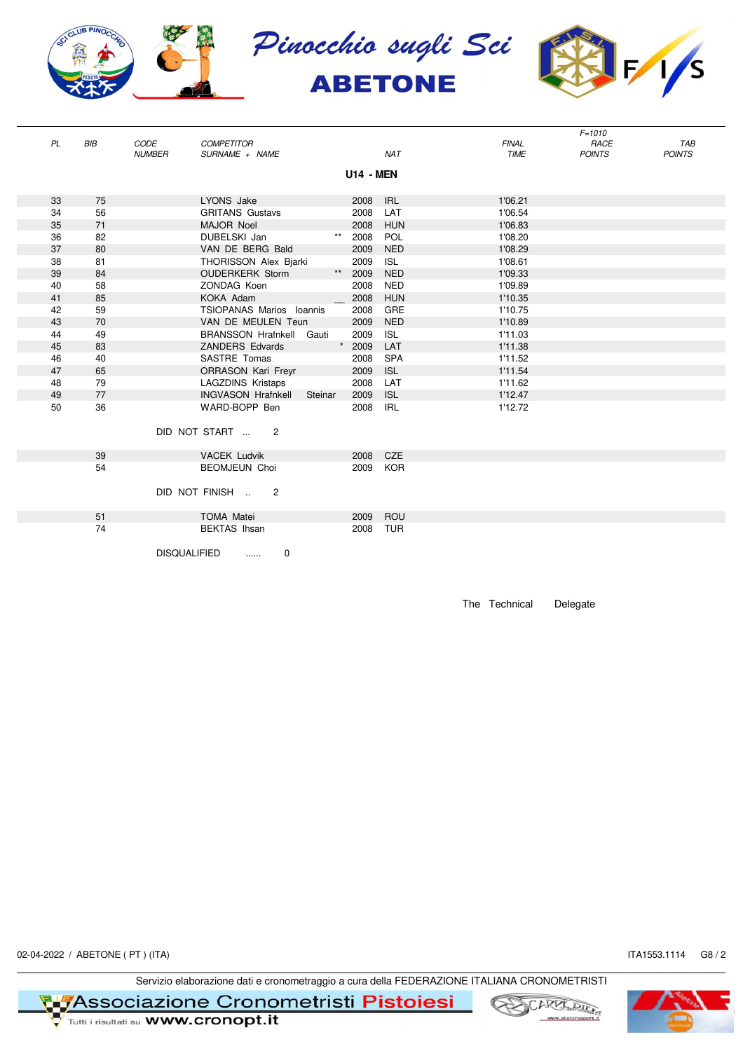# Pinocchio sugli Sci

## ABETONE

| PL | BIB | CODE NUMBER | COMPETITOR SURNAME + NAME | | | NAT | FINAL TIME | F=1010 RACE POINTS | TAB POINTS |
|---|---|---|---|---|---|---|---|---|---|

### U14 - MEN

| PL | BIB | CODE NUMBER | COMPETITOR SURNAME + NAME | | | NAT | FINAL TIME | RACE POINTS | TAB POINTS |
|---|---|---|---|---|---|---|---|---|---|
| 33 | 75 | | LYONS Jake | | 2008 | IRL | 1'06.21 | | |
| 34 | 56 | | GRITANS Gustavs | | 2008 | LAT | 1'06.54 | | |
| 35 | 71 | | MAJOR Noel | | 2008 | HUN | 1'06.83 | | |
| 36 | 82 | | DUBELSKI Jan | ** | 2008 | POL | 1'08.20 | | |
| 37 | 80 | | VAN DE BERG Bald | | 2009 | NED | 1'08.29 | | |
| 38 | 81 | | THORISSON Alex Bjarki | | 2009 | ISL | 1'08.61 | | |
| 39 | 84 | | OUDERKERK Storm | ** | 2009 | NED | 1'09.33 | | |
| 40 | 58 | | ZONDAG Koen | | 2008 | NED | 1'09.89 | | |
| 41 | 85 | | KOKA Adam | __ | 2008 | HUN | 1'10.35 | | |
| 42 | 59 | | TSIOPANAS Marios Ioannis | | 2008 | GRE | 1'10.75 | | |
| 43 | 70 | | VAN DE MEULEN Teun | | 2009 | NED | 1'10.89 | | |
| 44 | 49 | | BRANSSON Hrafnkell Gauti | | 2009 | ISL | 1'11.03 | | |
| 45 | 83 | | ZANDERS Edvards | * | 2009 | LAT | 1'11.38 | | |
| 46 | 40 | | SASTRE Tomas | | 2008 | SPA | 1'11.52 | | |
| 47 | 65 | | ORRASON Kari Freyr | | 2009 | ISL | 1'11.54 | | |
| 48 | 79 | | LAGZDINS Kristaps | | 2008 | LAT | 1'11.62 | | |
| 49 | 77 | | INGVASON Hrafnkell Steinar | | 2009 | ISL | 1'12.47 | | |
| 50 | 36 | | WARD-BOPP Ben | | 2008 | IRL | 1'12.72 | | |

DID NOT START ... 2

| PL | BIB | CODE NUMBER | COMPETITOR SURNAME + NAME | YEAR | NAT |
|---|---|---|---|---|---|
| | 39 | | VACEK Ludvik | 2008 | CZE |
| | 54 | | BEOMJEUN Choi | 2009 | KOR |

DID NOT FINISH .. 2

| PL | BIB | CODE NUMBER | COMPETITOR SURNAME + NAME | YEAR | NAT |
|---|---|---|---|---|---|
| | 51 | | TOMA Matei | 2009 | ROU |
| | 74 | | BEKTAS Ihsan | 2008 | TUR |

DISQUALIFIED ...... 0

The Technical Delegate

02-04-2022 / ABETONE ( PT ) (ITA) ITA1553.1114 G8 / 2

Servizio elaborazione dati e cronometraggio a cura della FEDERAZIONE ITALIANA CRONOMETRISTI

Associazione Cronometristi Pistoiesi — Tutti i risultati su www.cronopt.it